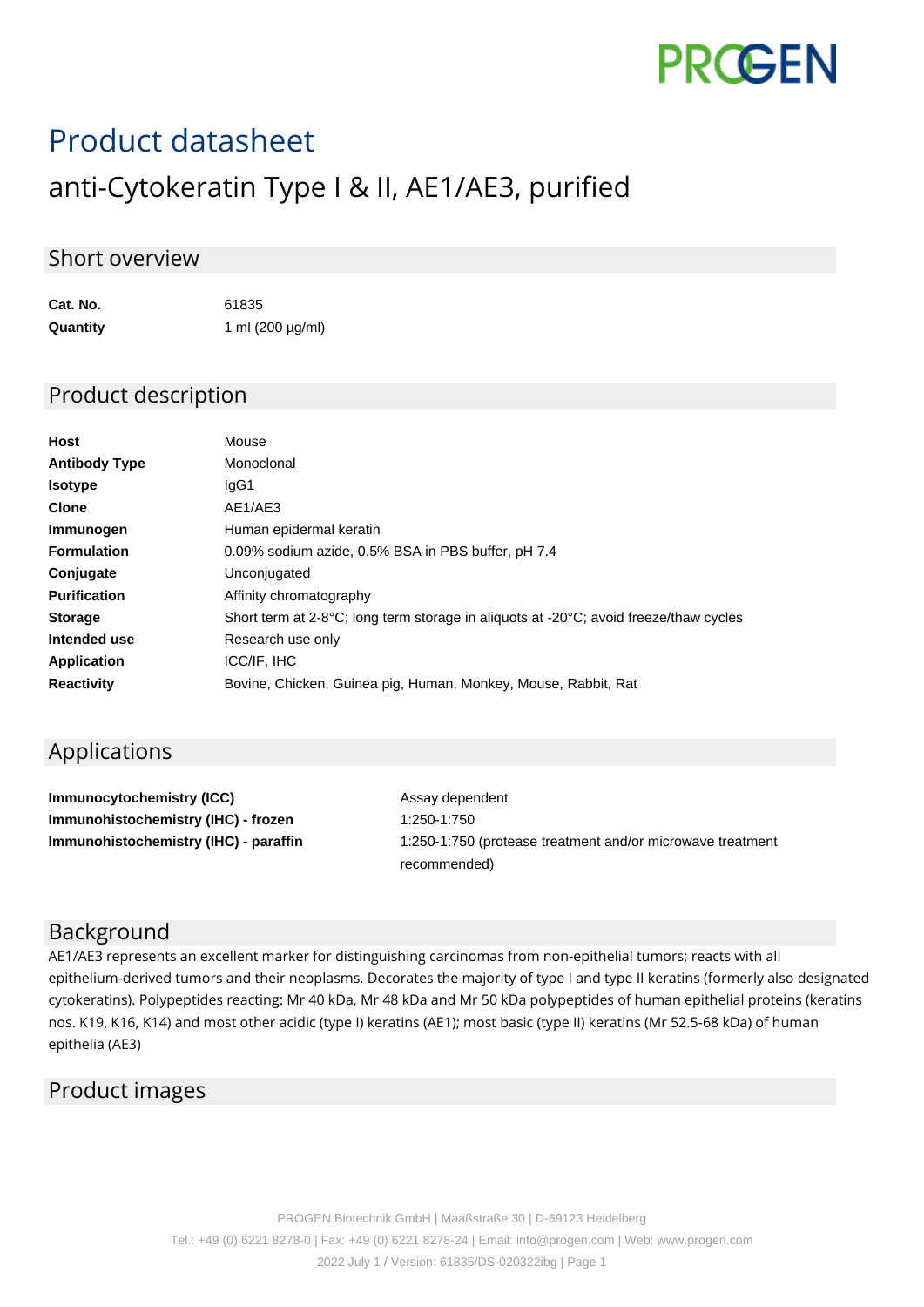# Product datasheet

## anti-Cytokeratin Type I & II, AE1/AE3, purified

## Short overview

| | |
|---|---|
| **Cat. No.** | 61835 |
| **Quantity** | 1 ml (200 µg/ml) |

## Product description

| | |
|---|---|
| **Host** | Mouse |
| **Antibody Type** | Monoclonal |
| **Isotype** | IgG1 |
| **Clone** | AE1/AE3 |
| **Immunogen** | Human epidermal keratin |
| **Formulation** | 0.09% sodium azide, 0.5% BSA in PBS buffer, pH 7.4 |
| **Conjugate** | Unconjugated |
| **Purification** | Affinity chromatography |
| **Storage** | Short term at 2-8°C; long term storage in aliquots at -20°C; avoid freeze/thaw cycles |
| **Intended use** | Research use only |
| **Application** | ICC/IF, IHC |
| **Reactivity** | Bovine, Chicken, Guinea pig, Human, Monkey, Mouse, Rabbit, Rat |

## Applications

| | |
|---|---|
| **Immunocytochemistry (ICC)** | Assay dependent |
| **Immunohistochemistry (IHC) - frozen** | 1:250-1:750 |
| **Immunohistochemistry (IHC) - paraffin** | 1:250-1:750 (protease treatment and/or microwave treatment recommended) |

## Background

AE1/AE3 represents an excellent marker for distinguishing carcinomas from non-epithelial tumors; reacts with all epithelium-derived tumors and their neoplasms. Decorates the majority of type I and type II keratins (formerly also designated cytokeratins). Polypeptides reacting: Mr 40 kDa, Mr 48 kDa and Mr 50 kDa polypeptides of human epithelial proteins (keratins nos. K19, K16, K14) and most other acidic (type I) keratins (AE1); most basic (type II) keratins (Mr 52.5-68 kDa) of human epithelia (AE3)

## Product images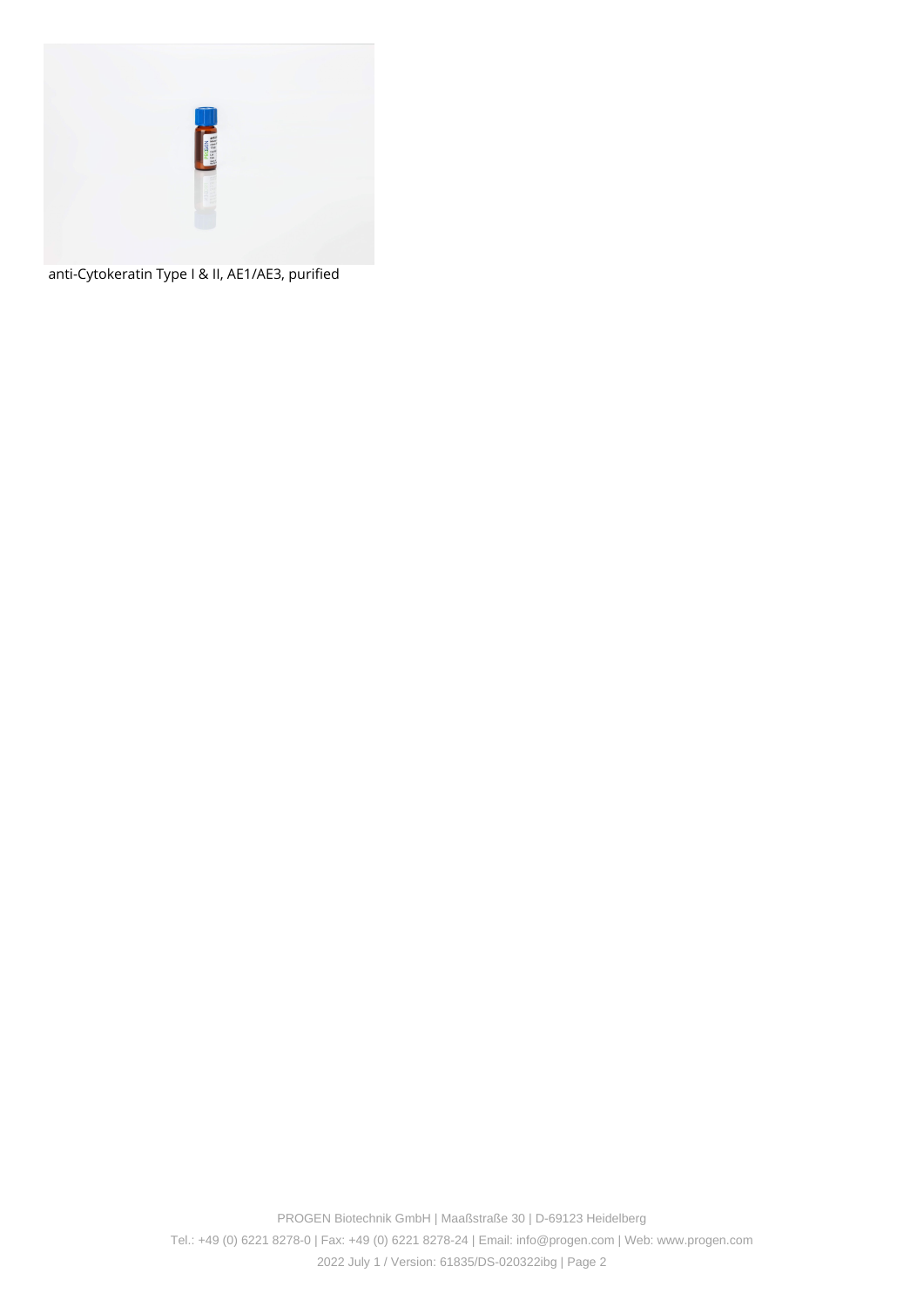anti-Cytokeratin Type I & II, AE1/AE3, purified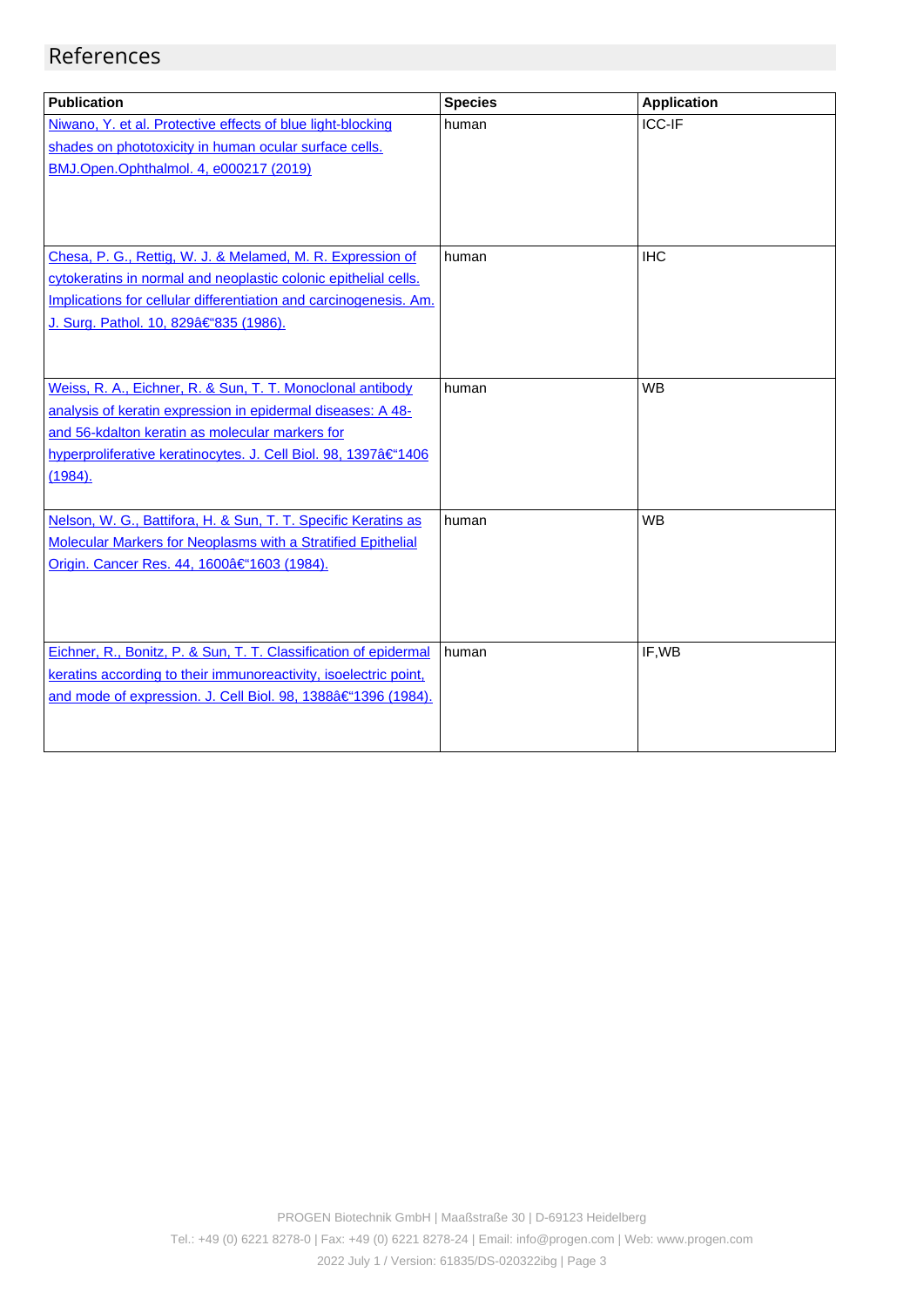## References

| Publication | Species | Application |
|---|---|---|
| Niwano, Y. et al. Protective effects of blue light-blocking shades on phototoxicity in human ocular surface cells. BMJ.Open.Ophthalmol. 4, e000217 (2019) | human | ICC-IF |
| Chesa, P. G., Rettig, W. J. & Melamed, M. R. Expression of cytokeratins in normal and neoplastic colonic epithelial cells. Implications for cellular differentiation and carcinogenesis. Am. J. Surg. Pathol. 10, 829â€"835 (1986). | human | IHC |
| Weiss, R. A., Eichner, R. & Sun, T. T. Monoclonal antibody analysis of keratin expression in epidermal diseases: A 48- and 56-kdalton keratin as molecular markers for hyperproliferative keratinocytes. J. Cell Biol. 98, 1397â€"1406 (1984). | human | WB |
| Nelson, W. G., Battifora, H. & Sun, T. T. Specific Keratins as Molecular Markers for Neoplasms with a Stratified Epithelial Origin. Cancer Res. 44, 1600â€"1603 (1984). | human | WB |
| Eichner, R., Bonitz, P. & Sun, T. T. Classification of epidermal keratins according to their immunoreactivity, isoelectric point, and mode of expression. J. Cell Biol. 98, 1388â€"1396 (1984). | human | IF,WB |

PROGEN Biotechnik GmbH | Maaßstraße 30 | D-69123 Heidelberg

Tel.: +49 (0) 6221 8278-0 | Fax: +49 (0) 6221 8278-24 | Email: info@progen.com | Web: www.progen.com

2022 July 1 / Version: 61835/DS-020322ibg